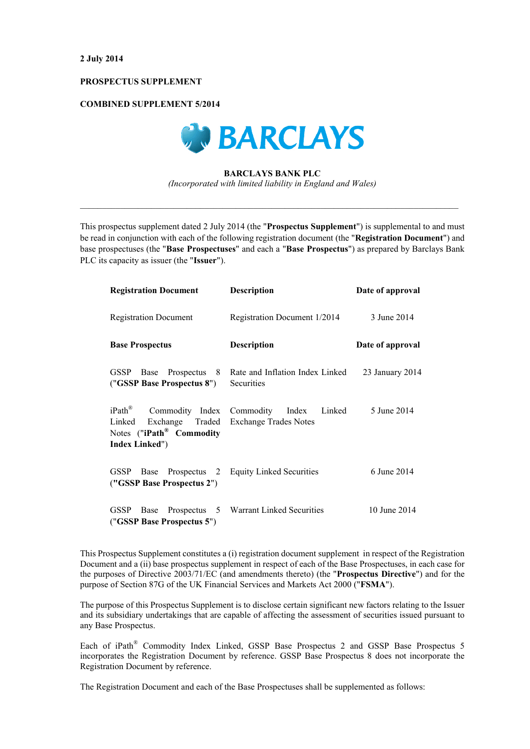**2 July 2014**

**PROSPECTUS SUPPLEMENT**

**COMBINED SUPPLEMENT 5/2014**

BARCLAYS

**BARCLAYS BANK PLC**

*(Incorporated with limited liability in England and Wales)*

---

This prospectus supplement dated 2 July 2014 (the "**Prospectus Supplement**") is supplemental to and must be read in conjunction with each of the following registration document (the "**Registration Document**") and base prospectuses (the "**Base Prospectuses**" and each a "**Base Prospectus**") as prepared by Barclays Bank PLC its capacity as issuer (the "**Issuer**").

| **Registration Document** | **Description** | **Date of approval** |
|---|---|---|
| Registration Document | Registration Document 1/2014 | 3 June 2014 |
| **Base Prospectus** | **Description** | **Date of approval** |
| GSSP Base Prospectus 8 ("**GSSP Base Prospectus 8**") | Rate and Inflation Index Linked Securities | 23 January 2014 |
| iPath® Commodity Index Linked Exchange Traded Notes ("**iPath® Commodity Index Linked**") | Commodity Index Linked Exchange Trades Notes | 5 June 2014 |
| GSSP Base Prospectus 2 ("**GSSP Base Prospectus 2**") | Equity Linked Securities | 6 June 2014 |
| GSSP Base Prospectus 5 ("**GSSP Base Prospectus 5**") | Warrant Linked Securities | 10 June 2014 |

This Prospectus Supplement constitutes a (i) registration document supplement in respect of the Registration Document and a (ii) base prospectus supplement in respect of each of the Base Prospectuses, in each case for the purposes of Directive 2003/71/EC (and amendments thereto) (the "**Prospectus Directive**") and for the purpose of Section 87G of the UK Financial Services and Markets Act 2000 ("**FSMA**").

The purpose of this Prospectus Supplement is to disclose certain significant new factors relating to the Issuer and its subsidiary undertakings that are capable of affecting the assessment of securities issued pursuant to any Base Prospectus.

Each of iPath® Commodity Index Linked, GSSP Base Prospectus 2 and GSSP Base Prospectus 5 incorporates the Registration Document by reference. GSSP Base Prospectus 8 does not incorporate the Registration Document by reference.

The Registration Document and each of the Base Prospectuses shall be supplemented as follows: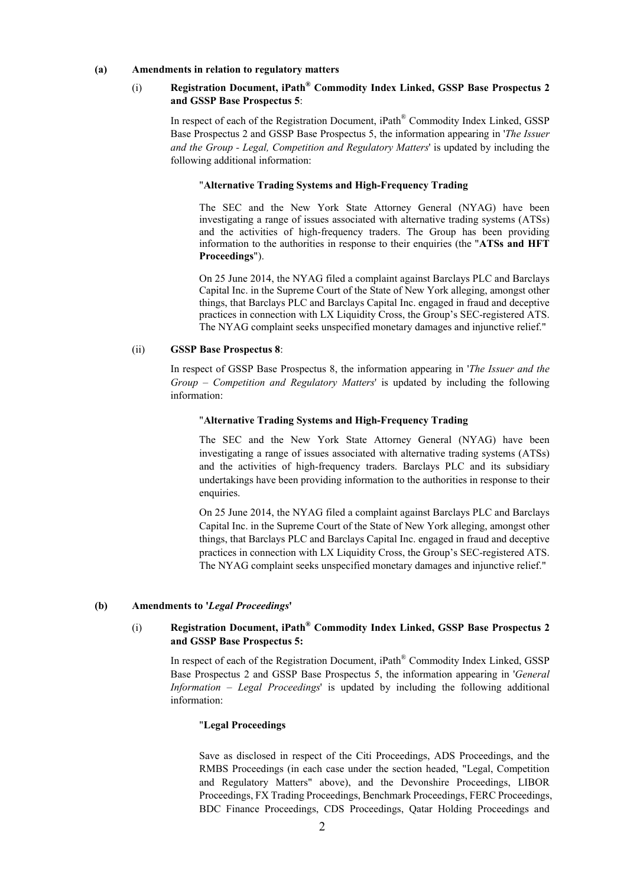**(a) Amendments in relation to regulatory matters**

(i) **Registration Document, iPath® Commodity Index Linked, GSSP Base Prospectus 2 and GSSP Base Prospectus 5**:

In respect of each of the Registration Document, iPath® Commodity Index Linked, GSSP Base Prospectus 2 and GSSP Base Prospectus 5, the information appearing in '*The Issuer and the Group - Legal, Competition and Regulatory Matters*' is updated by including the following additional information:

"**Alternative Trading Systems and High-Frequency Trading**

The SEC and the New York State Attorney General (NYAG) have been investigating a range of issues associated with alternative trading systems (ATSs) and the activities of high-frequency traders. The Group has been providing information to the authorities in response to their enquiries (the "**ATSs and HFT Proceedings**").

On 25 June 2014, the NYAG filed a complaint against Barclays PLC and Barclays Capital Inc. in the Supreme Court of the State of New York alleging, amongst other things, that Barclays PLC and Barclays Capital Inc. engaged in fraud and deceptive practices in connection with LX Liquidity Cross, the Group's SEC-registered ATS. The NYAG complaint seeks unspecified monetary damages and injunctive relief."

(ii) **GSSP Base Prospectus 8**:

In respect of GSSP Base Prospectus 8, the information appearing in '*The Issuer and the Group – Competition and Regulatory Matters*' is updated by including the following information:

"**Alternative Trading Systems and High-Frequency Trading**

The SEC and the New York State Attorney General (NYAG) have been investigating a range of issues associated with alternative trading systems (ATSs) and the activities of high-frequency traders. Barclays PLC and its subsidiary undertakings have been providing information to the authorities in response to their enquiries.

On 25 June 2014, the NYAG filed a complaint against Barclays PLC and Barclays Capital Inc. in the Supreme Court of the State of New York alleging, amongst other things, that Barclays PLC and Barclays Capital Inc. engaged in fraud and deceptive practices in connection with LX Liquidity Cross, the Group's SEC-registered ATS. The NYAG complaint seeks unspecified monetary damages and injunctive relief."

**(b) Amendments to '*Legal Proceedings*'**

(i) **Registration Document, iPath® Commodity Index Linked, GSSP Base Prospectus 2 and GSSP Base Prospectus 5:**

In respect of each of the Registration Document, iPath® Commodity Index Linked, GSSP Base Prospectus 2 and GSSP Base Prospectus 5, the information appearing in '*General Information – Legal Proceedings*' is updated by including the following additional information:

"**Legal Proceedings**

Save as disclosed in respect of the Citi Proceedings, ADS Proceedings, and the RMBS Proceedings (in each case under the section headed, "Legal, Competition and Regulatory Matters" above), and the Devonshire Proceedings, LIBOR Proceedings, FX Trading Proceedings, Benchmark Proceedings, FERC Proceedings, BDC Finance Proceedings, CDS Proceedings, Qatar Holding Proceedings and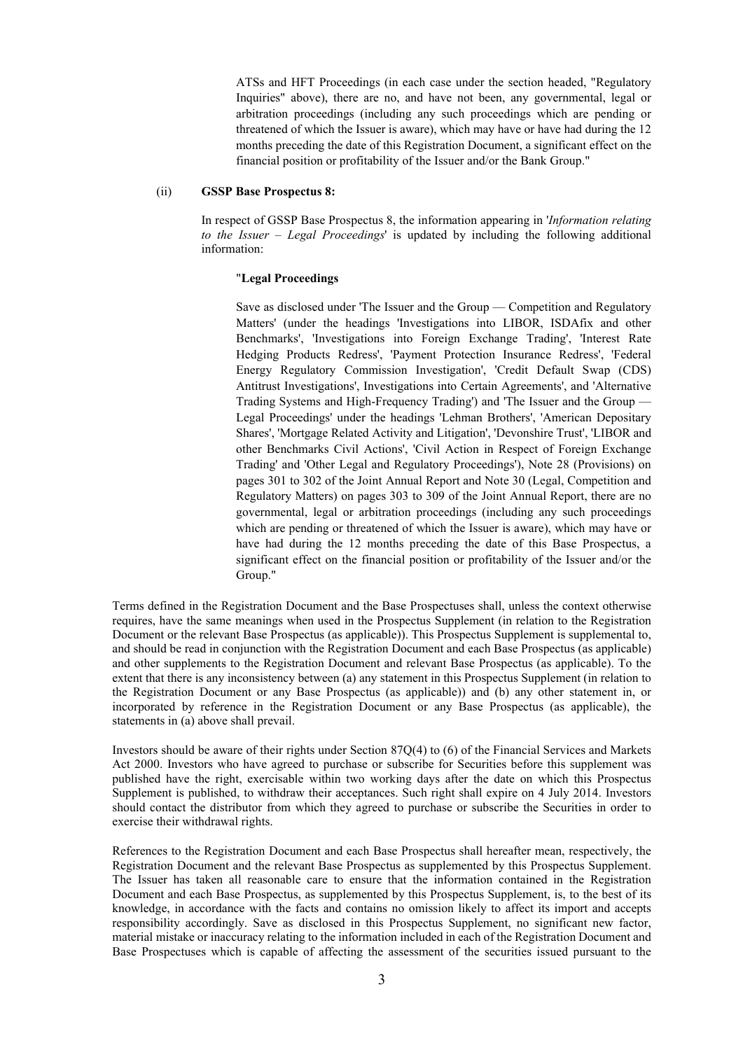ATSs and HFT Proceedings (in each case under the section headed, "Regulatory Inquiries" above), there are no, and have not been, any governmental, legal or arbitration proceedings (including any such proceedings which are pending or threatened of which the Issuer is aware), which may have or have had during the 12 months preceding the date of this Registration Document, a significant effect on the financial position or profitability of the Issuer and/or the Bank Group."

(ii) **GSSP Base Prospectus 8:**

In respect of GSSP Base Prospectus 8, the information appearing in '*Information relating to the Issuer – Legal Proceedings*' is updated by including the following additional information:

"**Legal Proceedings**

Save as disclosed under 'The Issuer and the Group — Competition and Regulatory Matters' (under the headings 'Investigations into LIBOR, ISDAfix and other Benchmarks', 'Investigations into Foreign Exchange Trading', 'Interest Rate Hedging Products Redress', 'Payment Protection Insurance Redress', 'Federal Energy Regulatory Commission Investigation', 'Credit Default Swap (CDS) Antitrust Investigations', Investigations into Certain Agreements', and 'Alternative Trading Systems and High-Frequency Trading') and 'The Issuer and the Group — Legal Proceedings' under the headings 'Lehman Brothers', 'American Depositary Shares', 'Mortgage Related Activity and Litigation', 'Devonshire Trust', 'LIBOR and other Benchmarks Civil Actions', 'Civil Action in Respect of Foreign Exchange Trading' and 'Other Legal and Regulatory Proceedings'), Note 28 (Provisions) on pages 301 to 302 of the Joint Annual Report and Note 30 (Legal, Competition and Regulatory Matters) on pages 303 to 309 of the Joint Annual Report, there are no governmental, legal or arbitration proceedings (including any such proceedings which are pending or threatened of which the Issuer is aware), which may have or have had during the 12 months preceding the date of this Base Prospectus, a significant effect on the financial position or profitability of the Issuer and/or the Group."

Terms defined in the Registration Document and the Base Prospectuses shall, unless the context otherwise requires, have the same meanings when used in the Prospectus Supplement (in relation to the Registration Document or the relevant Base Prospectus (as applicable)). This Prospectus Supplement is supplemental to, and should be read in conjunction with the Registration Document and each Base Prospectus (as applicable) and other supplements to the Registration Document and relevant Base Prospectus (as applicable). To the extent that there is any inconsistency between (a) any statement in this Prospectus Supplement (in relation to the Registration Document or any Base Prospectus (as applicable)) and (b) any other statement in, or incorporated by reference in the Registration Document or any Base Prospectus (as applicable), the statements in (a) above shall prevail.

Investors should be aware of their rights under Section 87Q(4) to (6) of the Financial Services and Markets Act 2000. Investors who have agreed to purchase or subscribe for Securities before this supplement was published have the right, exercisable within two working days after the date on which this Prospectus Supplement is published, to withdraw their acceptances. Such right shall expire on 4 July 2014. Investors should contact the distributor from which they agreed to purchase or subscribe the Securities in order to exercise their withdrawal rights.

References to the Registration Document and each Base Prospectus shall hereafter mean, respectively, the Registration Document and the relevant Base Prospectus as supplemented by this Prospectus Supplement. The Issuer has taken all reasonable care to ensure that the information contained in the Registration Document and each Base Prospectus, as supplemented by this Prospectus Supplement, is, to the best of its knowledge, in accordance with the facts and contains no omission likely to affect its import and accepts responsibility accordingly. Save as disclosed in this Prospectus Supplement, no significant new factor, material mistake or inaccuracy relating to the information included in each of the Registration Document and Base Prospectuses which is capable of affecting the assessment of the securities issued pursuant to the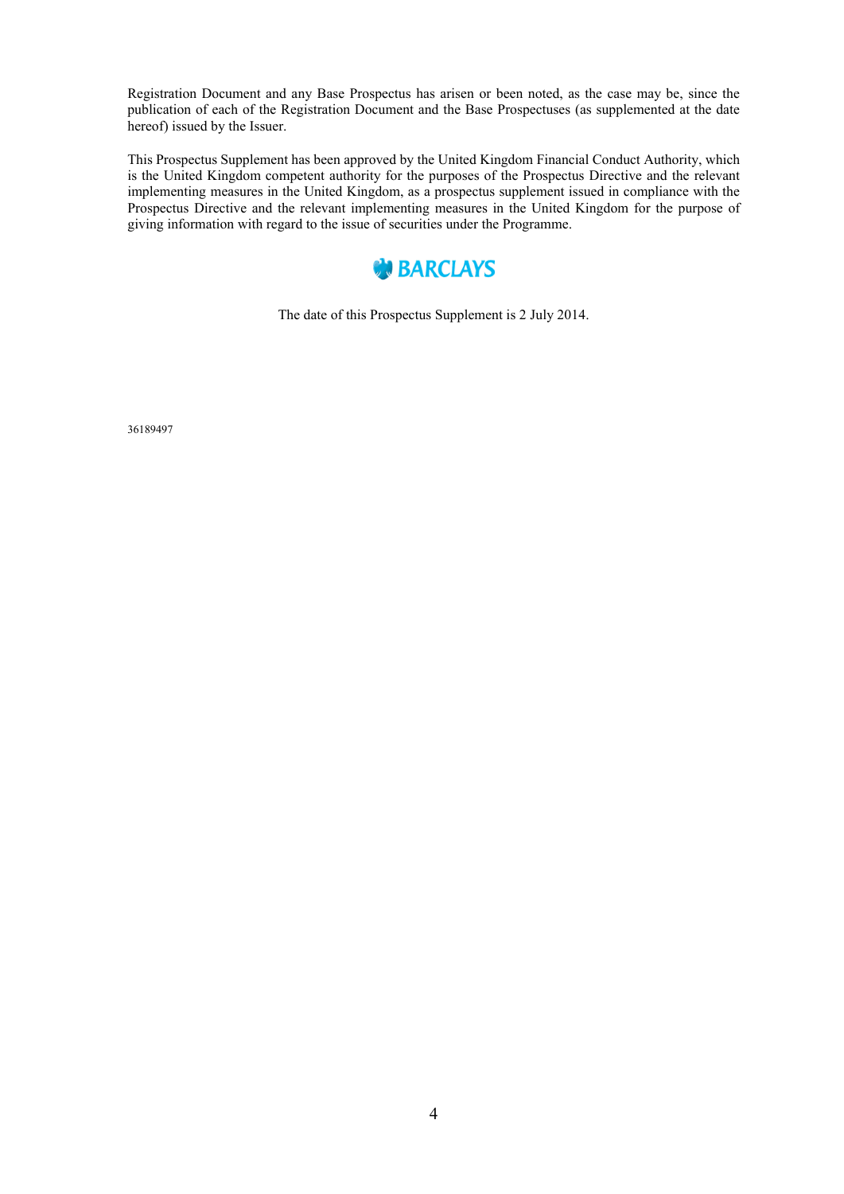Registration Document and any Base Prospectus has arisen or been noted, as the case may be, since the publication of each of the Registration Document and the Base Prospectuses (as supplemented at the date hereof) issued by the Issuer.

This Prospectus Supplement has been approved by the United Kingdom Financial Conduct Authority, which is the United Kingdom competent authority for the purposes of the Prospectus Directive and the relevant implementing measures in the United Kingdom, as a prospectus supplement issued in compliance with the Prospectus Directive and the relevant implementing measures in the United Kingdom for the purpose of giving information with regard to the issue of securities under the Programme.

BARCLAYS

The date of this Prospectus Supplement is 2 July 2014.

36189497